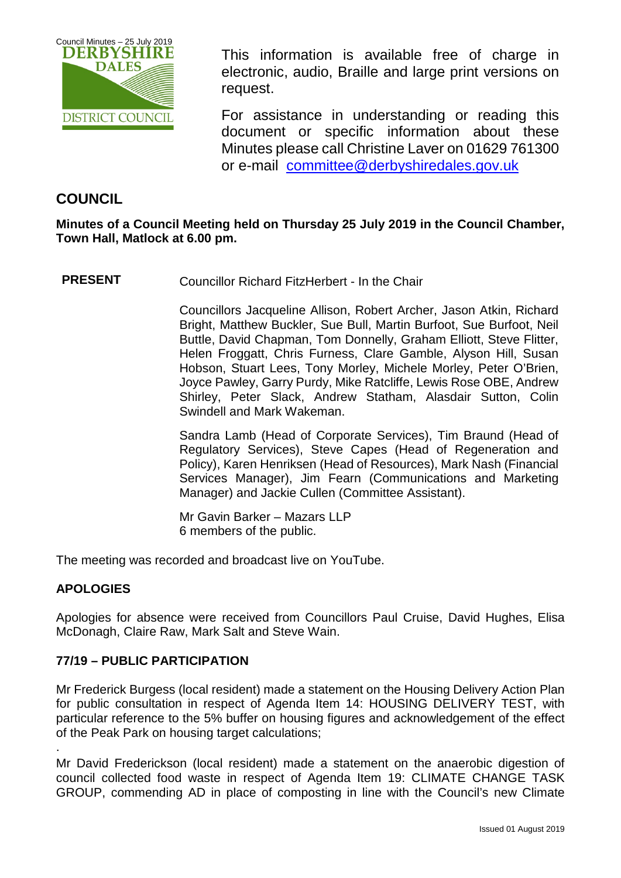This information is available free of charge in electronic, audio, Braille and large print versions on request.

For assistance in understanding or reading this document or specific information about these Minutes please call Christine Laver on 01629 761300 or e-mail committee@derbyshiredales.gov.uk

## COUNCIL

**Minutes of a Council Meeting held on Thursday 25 July 2019 in the Council Chamber, Town Hall, Matlock at 6.00 pm.**

**PRESENT**

Councillor Richard FitzHerbert - In the Chair

Councillors Jacqueline Allison, Robert Archer, Jason Atkin, Richard Bright, Matthew Buckler, Sue Bull, Martin Burfoot, Sue Burfoot, Neil Buttle, David Chapman, Tom Donnelly, Graham Elliott, Steve Flitter, Helen Froggatt, Chris Furness, Clare Gamble, Alyson Hill, Susan Hobson, Stuart Lees, Tony Morley, Michele Morley, Peter O'Brien, Joyce Pawley, Garry Purdy, Mike Ratcliffe, Lewis Rose OBE, Andrew Shirley, Peter Slack, Andrew Statham, Alasdair Sutton, Colin Swindell and Mark Wakeman.

Sandra Lamb (Head of Corporate Services), Tim Braund (Head of Regulatory Services), Steve Capes (Head of Regeneration and Policy), Karen Henriksen (Head of Resources), Mark Nash (Financial Services Manager), Jim Fearn (Communications and Marketing Manager) and Jackie Cullen (Committee Assistant).

Mr Gavin Barker – Mazars LLP
6 members of the public.

The meeting was recorded and broadcast live on YouTube.

### APOLOGIES

Apologies for absence were received from Councillors Paul Cruise, David Hughes, Elisa McDonagh, Claire Raw, Mark Salt and Steve Wain.

### 77/19 – PUBLIC PARTICIPATION

Mr Frederick Burgess (local resident) made a statement on the Housing Delivery Action Plan for public consultation in respect of Agenda Item 14: HOUSING DELIVERY TEST, with particular reference to the 5% buffer on housing figures and acknowledgement of the effect of the Peak Park on housing target calculations;

Mr David Frederickson (local resident) made a statement on the anaerobic digestion of council collected food waste in respect of Agenda Item 19: CLIMATE CHANGE TASK GROUP, commending AD in place of composting in line with the Council's new Climate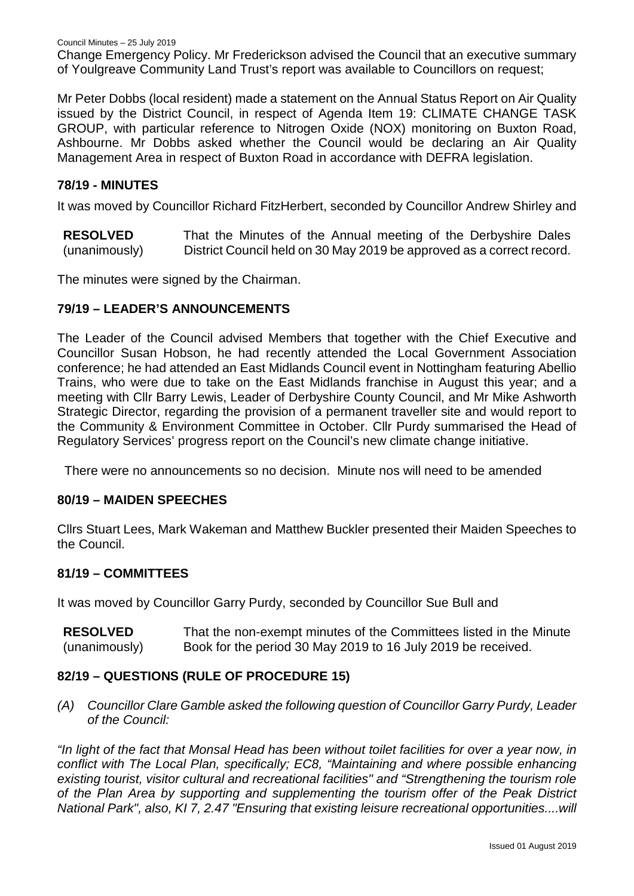Change Emergency Policy. Mr Frederickson advised the Council that an executive summary of Youlgreave Community Land Trust's report was available to Councillors on request;

Mr Peter Dobbs (local resident) made a statement on the Annual Status Report on Air Quality issued by the District Council, in respect of Agenda Item 19: CLIMATE CHANGE TASK GROUP, with particular reference to Nitrogen Oxide (NOX) monitoring on Buxton Road, Ashbourne. Mr Dobbs asked whether the Council would be declaring an Air Quality Management Area in respect of Buxton Road in accordance with DEFRA legislation.

## 78/19 - MINUTES

It was moved by Councillor Richard FitzHerbert, seconded by Councillor Andrew Shirley and

**RESOLVED** (unanimously) That the Minutes of the Annual meeting of the Derbyshire Dales District Council held on 30 May 2019 be approved as a correct record.

The minutes were signed by the Chairman.

## 79/19 – LEADER'S ANNOUNCEMENTS

The Leader of the Council advised Members that together with the Chief Executive and Councillor Susan Hobson, he had recently attended the Local Government Association conference; he had attended an East Midlands Council event in Nottingham featuring Abellio Trains, who were due to take on the East Midlands franchise in August this year; and a meeting with Cllr Barry Lewis, Leader of Derbyshire County Council, and Mr Mike Ashworth Strategic Director, regarding the provision of a permanent traveller site and would report to the Community & Environment Committee in October. Cllr Purdy summarised the Head of Regulatory Services' progress report on the Council's new climate change initiative.

There were no announcements so no decision. Minute nos will need to be amended

## 80/19 – MAIDEN SPEECHES

Cllrs Stuart Lees, Mark Wakeman and Matthew Buckler presented their Maiden Speeches to the Council.

## 81/19 – COMMITTEES

It was moved by Councillor Garry Purdy, seconded by Councillor Sue Bull and

**RESOLVED** (unanimously) That the non-exempt minutes of the Committees listed in the Minute Book for the period 30 May 2019 to 16 July 2019 be received.

## 82/19 – QUESTIONS (RULE OF PROCEDURE 15)

*(A) Councillor Clare Gamble asked the following question of Councillor Garry Purdy, Leader of the Council:*

*"In light of the fact that Monsal Head has been without toilet facilities for over a year now, in conflict with The Local Plan, specifically; EC8, "Maintaining and where possible enhancing existing tourist, visitor cultural and recreational facilities" and "Strengthening the tourism role of the Plan Area by supporting and supplementing the tourism offer of the Peak District National Park", also, KI 7, 2.47 "Ensuring that existing leisure recreational opportunities....will*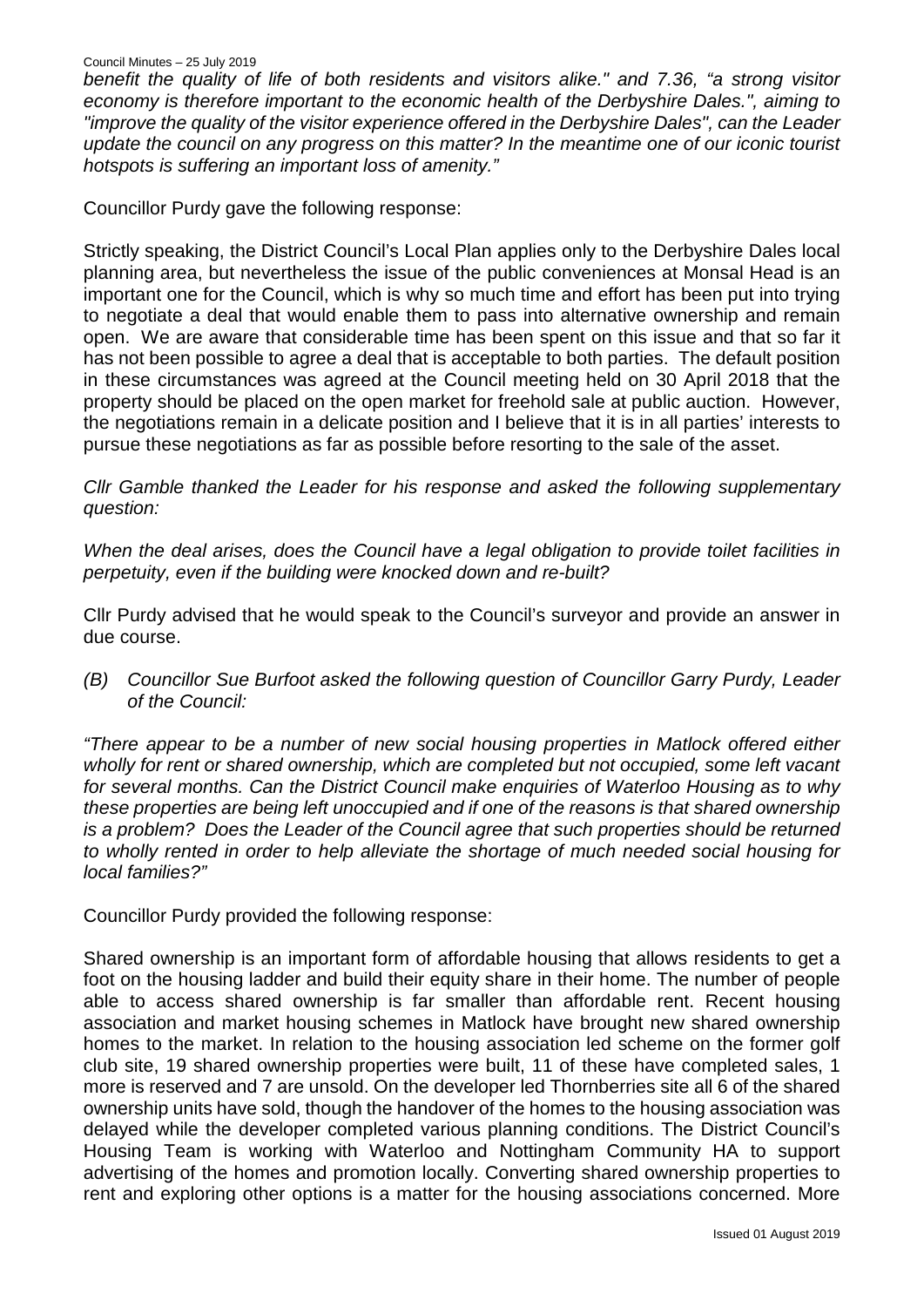*benefit the quality of life of both residents and visitors alike." and 7.36, "a strong visitor economy is therefore important to the economic health of the Derbyshire Dales.", aiming to "improve the quality of the visitor experience offered in the Derbyshire Dales", can the Leader update the council on any progress on this matter? In the meantime one of our iconic tourist hotspots is suffering an important loss of amenity."*

Councillor Purdy gave the following response:

Strictly speaking, the District Council's Local Plan applies only to the Derbyshire Dales local planning area, but nevertheless the issue of the public conveniences at Monsal Head is an important one for the Council, which is why so much time and effort has been put into trying to negotiate a deal that would enable them to pass into alternative ownership and remain open. We are aware that considerable time has been spent on this issue and that so far it has not been possible to agree a deal that is acceptable to both parties. The default position in these circumstances was agreed at the Council meeting held on 30 April 2018 that the property should be placed on the open market for freehold sale at public auction. However, the negotiations remain in a delicate position and I believe that it is in all parties' interests to pursue these negotiations as far as possible before resorting to the sale of the asset.

*Cllr Gamble thanked the Leader for his response and asked the following supplementary question:*

*When the deal arises, does the Council have a legal obligation to provide toilet facilities in perpetuity, even if the building were knocked down and re-built?*

Cllr Purdy advised that he would speak to the Council's surveyor and provide an answer in due course.

*(B) Councillor Sue Burfoot asked the following question of Councillor Garry Purdy, Leader of the Council:*

*"There appear to be a number of new social housing properties in Matlock offered either wholly for rent or shared ownership, which are completed but not occupied, some left vacant for several months. Can the District Council make enquiries of Waterloo Housing as to why these properties are being left unoccupied and if one of the reasons is that shared ownership is a problem? Does the Leader of the Council agree that such properties should be returned to wholly rented in order to help alleviate the shortage of much needed social housing for local families?"*

Councillor Purdy provided the following response:

Shared ownership is an important form of affordable housing that allows residents to get a foot on the housing ladder and build their equity share in their home. The number of people able to access shared ownership is far smaller than affordable rent. Recent housing association and market housing schemes in Matlock have brought new shared ownership homes to the market. In relation to the housing association led scheme on the former golf club site, 19 shared ownership properties were built, 11 of these have completed sales, 1 more is reserved and 7 are unsold. On the developer led Thornberries site all 6 of the shared ownership units have sold, though the handover of the homes to the housing association was delayed while the developer completed various planning conditions. The District Council's Housing Team is working with Waterloo and Nottingham Community HA to support advertising of the homes and promotion locally. Converting shared ownership properties to rent and exploring other options is a matter for the housing associations concerned. More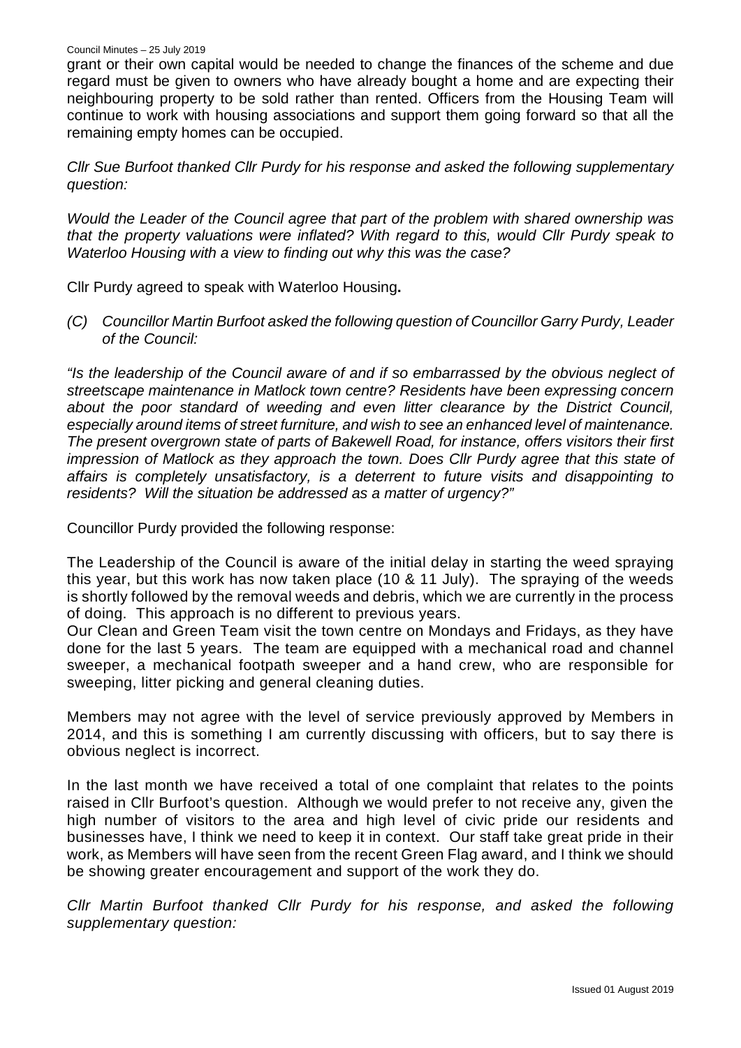grant or their own capital would be needed to change the finances of the scheme and due regard must be given to owners who have already bought a home and are expecting their neighbouring property to be sold rather than rented. Officers from the Housing Team will continue to work with housing associations and support them going forward so that all the remaining empty homes can be occupied.

*Cllr Sue Burfoot thanked Cllr Purdy for his response and asked the following supplementary question:*

*Would the Leader of the Council agree that part of the problem with shared ownership was that the property valuations were inflated? With regard to this, would Cllr Purdy speak to Waterloo Housing with a view to finding out why this was the case?*

Cllr Purdy agreed to speak with Waterloo Housing**.**

*(C) Councillor Martin Burfoot asked the following question of Councillor Garry Purdy, Leader of the Council:*

*"Is the leadership of the Council aware of and if so embarrassed by the obvious neglect of streetscape maintenance in Matlock town centre? Residents have been expressing concern about the poor standard of weeding and even litter clearance by the District Council, especially around items of street furniture, and wish to see an enhanced level of maintenance. The present overgrown state of parts of Bakewell Road, for instance, offers visitors their first impression of Matlock as they approach the town. Does Cllr Purdy agree that this state of affairs is completely unsatisfactory, is a deterrent to future visits and disappointing to residents? Will the situation be addressed as a matter of urgency?"*

Councillor Purdy provided the following response:

The Leadership of the Council is aware of the initial delay in starting the weed spraying this year, but this work has now taken place (10 & 11 July). The spraying of the weeds is shortly followed by the removal weeds and debris, which we are currently in the process of doing. This approach is no different to previous years.
Our Clean and Green Team visit the town centre on Mondays and Fridays, as they have done for the last 5 years. The team are equipped with a mechanical road and channel sweeper, a mechanical footpath sweeper and a hand crew, who are responsible for sweeping, litter picking and general cleaning duties.

Members may not agree with the level of service previously approved by Members in 2014, and this is something I am currently discussing with officers, but to say there is obvious neglect is incorrect.

In the last month we have received a total of one complaint that relates to the points raised in Cllr Burfoot's question. Although we would prefer to not receive any, given the high number of visitors to the area and high level of civic pride our residents and businesses have, I think we need to keep it in context. Our staff take great pride in their work, as Members will have seen from the recent Green Flag award, and I think we should be showing greater encouragement and support of the work they do.

*Cllr Martin Burfoot thanked Cllr Purdy for his response, and asked the following supplementary question:*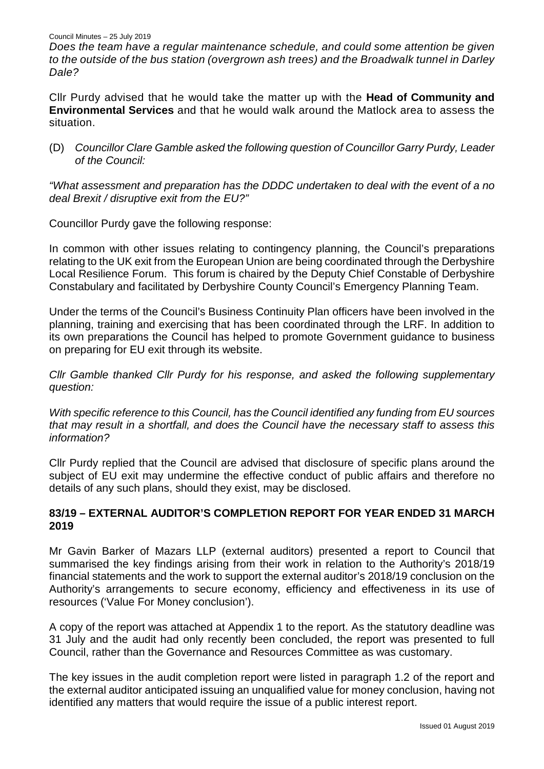*Does the team have a regular maintenance schedule, and could some attention be given to the outside of the bus station (overgrown ash trees) and the Broadwalk tunnel in Darley Dale?*

Cllr Purdy advised that he would take the matter up with the **Head of Community and Environmental Services** and that he would walk around the Matlock area to assess the situation.

(D) *Councillor Clare Gamble asked the following question of Councillor Garry Purdy, Leader of the Council:*

*"What assessment and preparation has the DDDC undertaken to deal with the event of a no deal Brexit / disruptive exit from the EU?"*

Councillor Purdy gave the following response:

In common with other issues relating to contingency planning, the Council's preparations relating to the UK exit from the European Union are being coordinated through the Derbyshire Local Resilience Forum. This forum is chaired by the Deputy Chief Constable of Derbyshire Constabulary and facilitated by Derbyshire County Council's Emergency Planning Team.

Under the terms of the Council's Business Continuity Plan officers have been involved in the planning, training and exercising that has been coordinated through the LRF. In addition to its own preparations the Council has helped to promote Government guidance to business on preparing for EU exit through its website.

*Cllr Gamble thanked Cllr Purdy for his response, and asked the following supplementary question:*

*With specific reference to this Council, has the Council identified any funding from EU sources that may result in a shortfall, and does the Council have the necessary staff to assess this information?*

Cllr Purdy replied that the Council are advised that disclosure of specific plans around the subject of EU exit may undermine the effective conduct of public affairs and therefore no details of any such plans, should they exist, may be disclosed.

## 83/19 – EXTERNAL AUDITOR'S COMPLETION REPORT FOR YEAR ENDED 31 MARCH 2019

Mr Gavin Barker of Mazars LLP (external auditors) presented a report to Council that summarised the key findings arising from their work in relation to the Authority's 2018/19 financial statements and the work to support the external auditor's 2018/19 conclusion on the Authority's arrangements to secure economy, efficiency and effectiveness in its use of resources ('Value For Money conclusion').

A copy of the report was attached at Appendix 1 to the report. As the statutory deadline was 31 July and the audit had only recently been concluded, the report was presented to full Council, rather than the Governance and Resources Committee as was customary.

The key issues in the audit completion report were listed in paragraph 1.2 of the report and the external auditor anticipated issuing an unqualified value for money conclusion, having not identified any matters that would require the issue of a public interest report.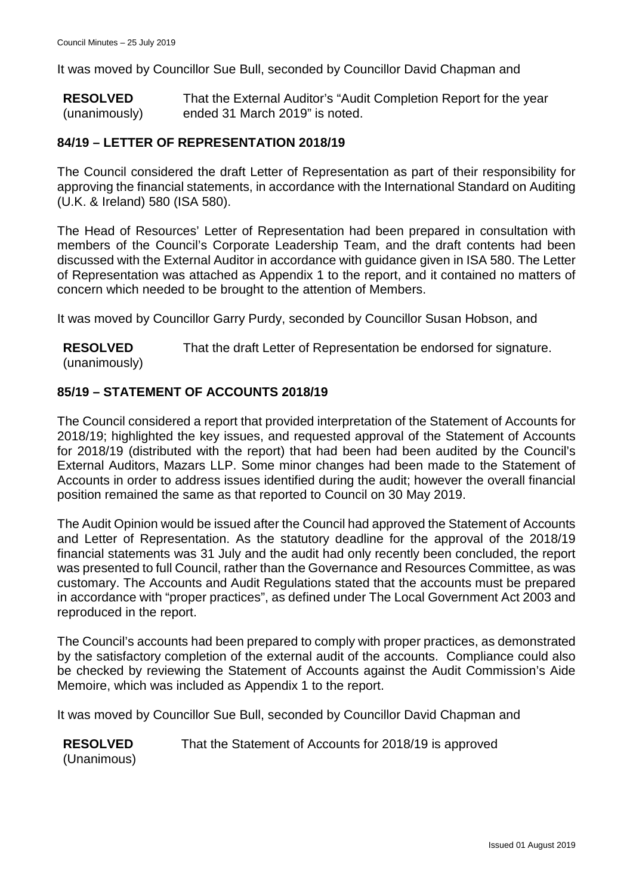It was moved by Councillor Sue Bull, seconded by Councillor David Chapman and

**RESOLVED** (unanimously) That the External Auditor's "Audit Completion Report for the year ended 31 March 2019" is noted.

## 84/19 – LETTER OF REPRESENTATION 2018/19

The Council considered the draft Letter of Representation as part of their responsibility for approving the financial statements, in accordance with the International Standard on Auditing (U.K. & Ireland) 580 (ISA 580).

The Head of Resources' Letter of Representation had been prepared in consultation with members of the Council's Corporate Leadership Team, and the draft contents had been discussed with the External Auditor in accordance with guidance given in ISA 580. The Letter of Representation was attached as Appendix 1 to the report, and it contained no matters of concern which needed to be brought to the attention of Members.

It was moved by Councillor Garry Purdy, seconded by Councillor Susan Hobson, and

**RESOLVED** (unanimously) That the draft Letter of Representation be endorsed for signature.

## 85/19 – STATEMENT OF ACCOUNTS 2018/19

The Council considered a report that provided interpretation of the Statement of Accounts for 2018/19; highlighted the key issues, and requested approval of the Statement of Accounts for 2018/19 (distributed with the report) that had been had been audited by the Council's External Auditors, Mazars LLP. Some minor changes had been made to the Statement of Accounts in order to address issues identified during the audit; however the overall financial position remained the same as that reported to Council on 30 May 2019.

The Audit Opinion would be issued after the Council had approved the Statement of Accounts and Letter of Representation. As the statutory deadline for the approval of the 2018/19 financial statements was 31 July and the audit had only recently been concluded, the report was presented to full Council, rather than the Governance and Resources Committee, as was customary. The Accounts and Audit Regulations stated that the accounts must be prepared in accordance with "proper practices", as defined under The Local Government Act 2003 and reproduced in the report.

The Council's accounts had been prepared to comply with proper practices, as demonstrated by the satisfactory completion of the external audit of the accounts. Compliance could also be checked by reviewing the Statement of Accounts against the Audit Commission's Aide Memoire, which was included as Appendix 1 to the report.

It was moved by Councillor Sue Bull, seconded by Councillor David Chapman and

**RESOLVED** (Unanimous) That the Statement of Accounts for 2018/19 is approved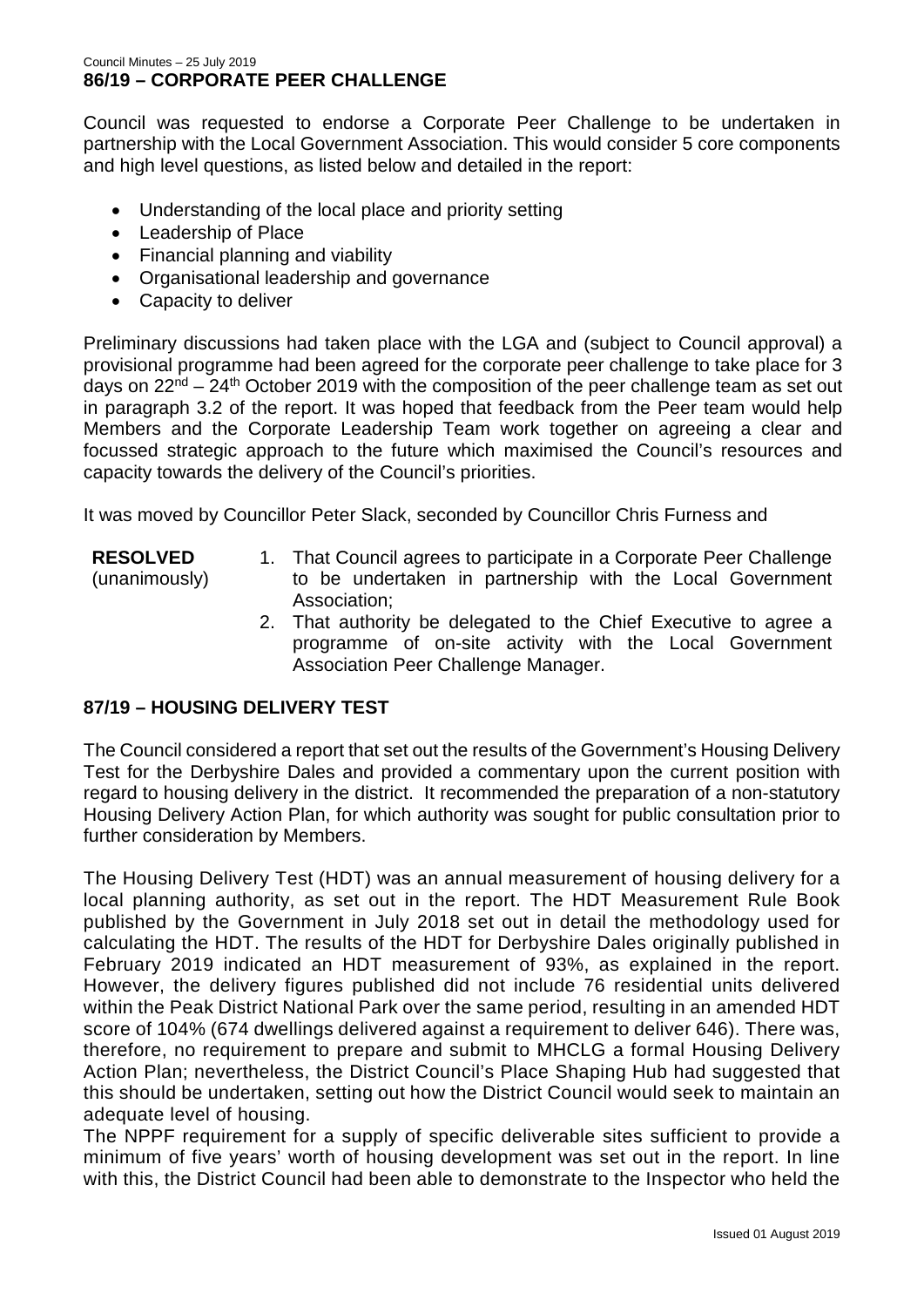## 86/19 – CORPORATE PEER CHALLENGE

Council was requested to endorse a Corporate Peer Challenge to be undertaken in partnership with the Local Government Association. This would consider 5 core components and high level questions, as listed below and detailed in the report:

- Understanding of the local place and priority setting
- Leadership of Place
- Financial planning and viability
- Organisational leadership and governance
- Capacity to deliver

Preliminary discussions had taken place with the LGA and (subject to Council approval) a provisional programme had been agreed for the corporate peer challenge to take place for 3 days on 22nd – 24th October 2019 with the composition of the peer challenge team as set out in paragraph 3.2 of the report. It was hoped that feedback from the Peer team would help Members and the Corporate Leadership Team work together on agreeing a clear and focussed strategic approach to the future which maximised the Council's resources and capacity towards the delivery of the Council's priorities.

It was moved by Councillor Peter Slack, seconded by Councillor Chris Furness and

**RESOLVED** (unanimously)

1. That Council agrees to participate in a Corporate Peer Challenge to be undertaken in partnership with the Local Government Association;
2. That authority be delegated to the Chief Executive to agree a programme of on-site activity with the Local Government Association Peer Challenge Manager.

## 87/19 – HOUSING DELIVERY TEST

The Council considered a report that set out the results of the Government's Housing Delivery Test for the Derbyshire Dales and provided a commentary upon the current position with regard to housing delivery in the district. It recommended the preparation of a non-statutory Housing Delivery Action Plan, for which authority was sought for public consultation prior to further consideration by Members.

The Housing Delivery Test (HDT) was an annual measurement of housing delivery for a local planning authority, as set out in the report. The HDT Measurement Rule Book published by the Government in July 2018 set out in detail the methodology used for calculating the HDT. The results of the HDT for Derbyshire Dales originally published in February 2019 indicated an HDT measurement of 93%, as explained in the report. However, the delivery figures published did not include 76 residential units delivered within the Peak District National Park over the same period, resulting in an amended HDT score of 104% (674 dwellings delivered against a requirement to deliver 646). There was, therefore, no requirement to prepare and submit to MHCLG a formal Housing Delivery Action Plan; nevertheless, the District Council's Place Shaping Hub had suggested that this should be undertaken, setting out how the District Council would seek to maintain an adequate level of housing.

The NPPF requirement for a supply of specific deliverable sites sufficient to provide a minimum of five years' worth of housing development was set out in the report. In line with this, the District Council had been able to demonstrate to the Inspector who held the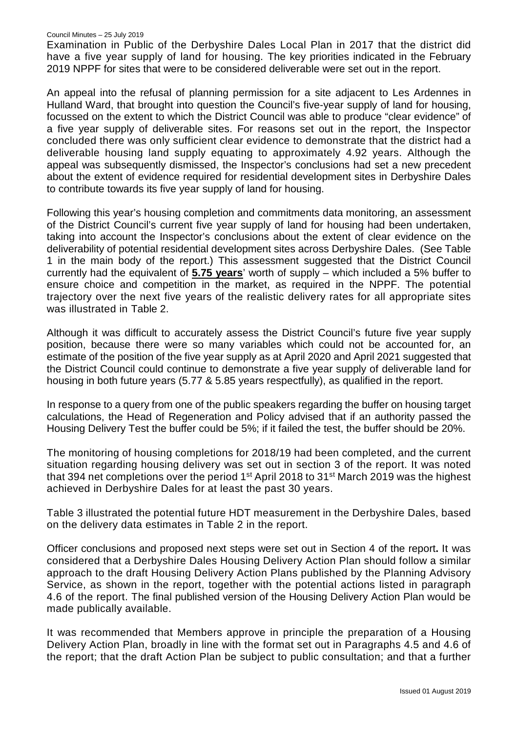Examination in Public of the Derbyshire Dales Local Plan in 2017 that the district did have a five year supply of land for housing. The key priorities indicated in the February 2019 NPPF for sites that were to be considered deliverable were set out in the report.

An appeal into the refusal of planning permission for a site adjacent to Les Ardennes in Hulland Ward, that brought into question the Council's five-year supply of land for housing, focussed on the extent to which the District Council was able to produce "clear evidence" of a five year supply of deliverable sites. For reasons set out in the report, the Inspector concluded there was only sufficient clear evidence to demonstrate that the district had a deliverable housing land supply equating to approximately 4.92 years. Although the appeal was subsequently dismissed, the Inspector's conclusions had set a new precedent about the extent of evidence required for residential development sites in Derbyshire Dales to contribute towards its five year supply of land for housing.

Following this year's housing completion and commitments data monitoring, an assessment of the District Council's current five year supply of land for housing had been undertaken, taking into account the Inspector's conclusions about the extent of clear evidence on the deliverability of potential residential development sites across Derbyshire Dales. (See Table 1 in the main body of the report.) This assessment suggested that the District Council currently had the equivalent of **5.75 years**' worth of supply – which included a 5% buffer to ensure choice and competition in the market, as required in the NPPF. The potential trajectory over the next five years of the realistic delivery rates for all appropriate sites was illustrated in Table 2.

Although it was difficult to accurately assess the District Council's future five year supply position, because there were so many variables which could not be accounted for, an estimate of the position of the five year supply as at April 2020 and April 2021 suggested that the District Council could continue to demonstrate a five year supply of deliverable land for housing in both future years (5.77 & 5.85 years respectfully), as qualified in the report.

In response to a query from one of the public speakers regarding the buffer on housing target calculations, the Head of Regeneration and Policy advised that if an authority passed the Housing Delivery Test the buffer could be 5%; if it failed the test, the buffer should be 20%.

The monitoring of housing completions for 2018/19 had been completed, and the current situation regarding housing delivery was set out in section 3 of the report. It was noted that 394 net completions over the period 1st April 2018 to 31st March 2019 was the highest achieved in Derbyshire Dales for at least the past 30 years.

Table 3 illustrated the potential future HDT measurement in the Derbyshire Dales, based on the delivery data estimates in Table 2 in the report.

Officer conclusions and proposed next steps were set out in Section 4 of the report**.** It was considered that a Derbyshire Dales Housing Delivery Action Plan should follow a similar approach to the draft Housing Delivery Action Plans published by the Planning Advisory Service, as shown in the report, together with the potential actions listed in paragraph 4.6 of the report. The final published version of the Housing Delivery Action Plan would be made publically available.

It was recommended that Members approve in principle the preparation of a Housing Delivery Action Plan, broadly in line with the format set out in Paragraphs 4.5 and 4.6 of the report; that the draft Action Plan be subject to public consultation; and that a further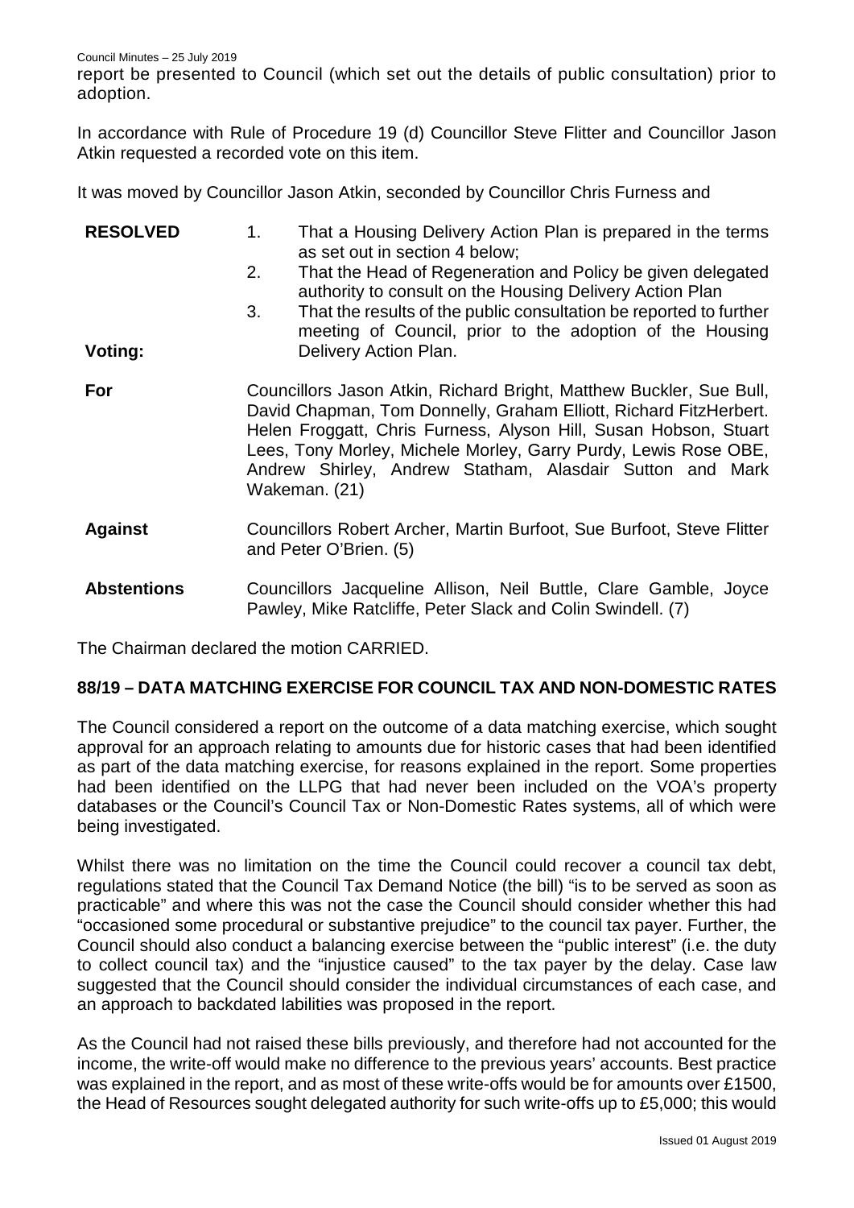report be presented to Council (which set out the details of public consultation) prior to adoption.

In accordance with Rule of Procedure 19 (d) Councillor Steve Flitter and Councillor Jason Atkin requested a recorded vote on this item.

It was moved by Councillor Jason Atkin, seconded by Councillor Chris Furness and

**RESOLVED**

1. That a Housing Delivery Action Plan is prepared in the terms as set out in section 4 below;
2. That the Head of Regeneration and Policy be given delegated authority to consult on the Housing Delivery Action Plan
3. That the results of the public consultation be reported to further meeting of Council, prior to the adoption of the Housing Delivery Action Plan.

**Voting:**

**For** Councillors Jason Atkin, Richard Bright, Matthew Buckler, Sue Bull, David Chapman, Tom Donnelly, Graham Elliott, Richard FitzHerbert. Helen Froggatt, Chris Furness, Alyson Hill, Susan Hobson, Stuart Lees, Tony Morley, Michele Morley, Garry Purdy, Lewis Rose OBE, Andrew Shirley, Andrew Statham, Alasdair Sutton and Mark Wakeman. (21)

**Against** Councillors Robert Archer, Martin Burfoot, Sue Burfoot, Steve Flitter and Peter O'Brien. (5)

**Abstentions** Councillors Jacqueline Allison, Neil Buttle, Clare Gamble, Joyce Pawley, Mike Ratcliffe, Peter Slack and Colin Swindell. (7)

The Chairman declared the motion CARRIED.

## 88/19 – DATA MATCHING EXERCISE FOR COUNCIL TAX AND NON-DOMESTIC RATES

The Council considered a report on the outcome of a data matching exercise, which sought approval for an approach relating to amounts due for historic cases that had been identified as part of the data matching exercise, for reasons explained in the report. Some properties had been identified on the LLPG that had never been included on the VOA's property databases or the Council's Council Tax or Non-Domestic Rates systems, all of which were being investigated.

Whilst there was no limitation on the time the Council could recover a council tax debt, regulations stated that the Council Tax Demand Notice (the bill) "is to be served as soon as practicable" and where this was not the case the Council should consider whether this had "occasioned some procedural or substantive prejudice" to the council tax payer. Further, the Council should also conduct a balancing exercise between the "public interest" (i.e. the duty to collect council tax) and the "injustice caused" to the tax payer by the delay. Case law suggested that the Council should consider the individual circumstances of each case, and an approach to backdated labilities was proposed in the report.

As the Council had not raised these bills previously, and therefore had not accounted for the income, the write-off would make no difference to the previous years' accounts. Best practice was explained in the report, and as most of these write-offs would be for amounts over £1500, the Head of Resources sought delegated authority for such write-offs up to £5,000; this would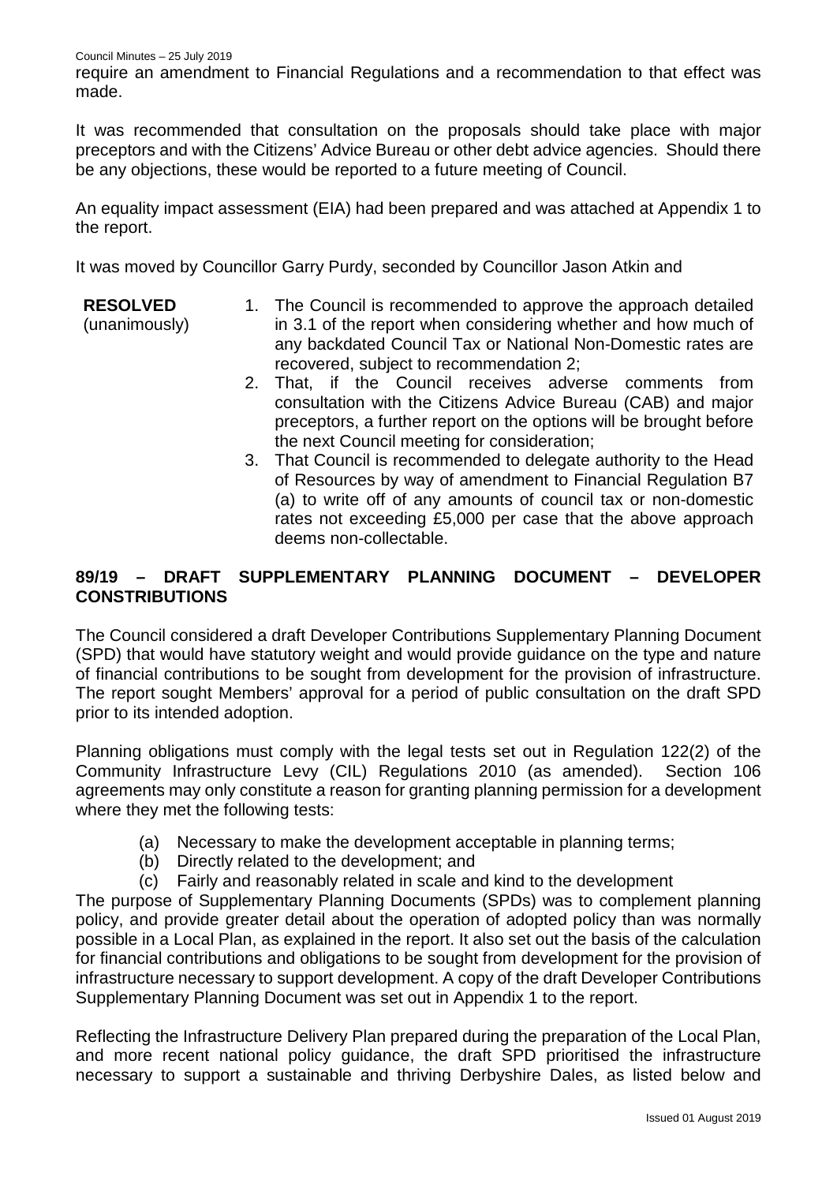require an amendment to Financial Regulations and a recommendation to that effect was made.

It was recommended that consultation on the proposals should take place with major preceptors and with the Citizens' Advice Bureau or other debt advice agencies. Should there be any objections, these would be reported to a future meeting of Council.

An equality impact assessment (EIA) had been prepared and was attached at Appendix 1 to the report.

It was moved by Councillor Garry Purdy, seconded by Councillor Jason Atkin and

**RESOLVED** (unanimously)

1. The Council is recommended to approve the approach detailed in 3.1 of the report when considering whether and how much of any backdated Council Tax or National Non-Domestic rates are recovered, subject to recommendation 2;
2. That, if the Council receives adverse comments from consultation with the Citizens Advice Bureau (CAB) and major preceptors, a further report on the options will be brought before the next Council meeting for consideration;
3. That Council is recommended to delegate authority to the Head of Resources by way of amendment to Financial Regulation B7 (a) to write off of any amounts of council tax or non-domestic rates not exceeding £5,000 per case that the above approach deems non-collectable.

## 89/19 – DRAFT SUPPLEMENTARY PLANNING DOCUMENT – DEVELOPER CONSTRIBUTIONS

The Council considered a draft Developer Contributions Supplementary Planning Document (SPD) that would have statutory weight and would provide guidance on the type and nature of financial contributions to be sought from development for the provision of infrastructure. The report sought Members' approval for a period of public consultation on the draft SPD prior to its intended adoption.

Planning obligations must comply with the legal tests set out in Regulation 122(2) of the Community Infrastructure Levy (CIL) Regulations 2010 (as amended). Section 106 agreements may only constitute a reason for granting planning permission for a development where they met the following tests:

(a) Necessary to make the development acceptable in planning terms;
(b) Directly related to the development; and
(c) Fairly and reasonably related in scale and kind to the development

The purpose of Supplementary Planning Documents (SPDs) was to complement planning policy, and provide greater detail about the operation of adopted policy than was normally possible in a Local Plan, as explained in the report. It also set out the basis of the calculation for financial contributions and obligations to be sought from development for the provision of infrastructure necessary to support development. A copy of the draft Developer Contributions Supplementary Planning Document was set out in Appendix 1 to the report.

Reflecting the Infrastructure Delivery Plan prepared during the preparation of the Local Plan, and more recent national policy guidance, the draft SPD prioritised the infrastructure necessary to support a sustainable and thriving Derbyshire Dales, as listed below and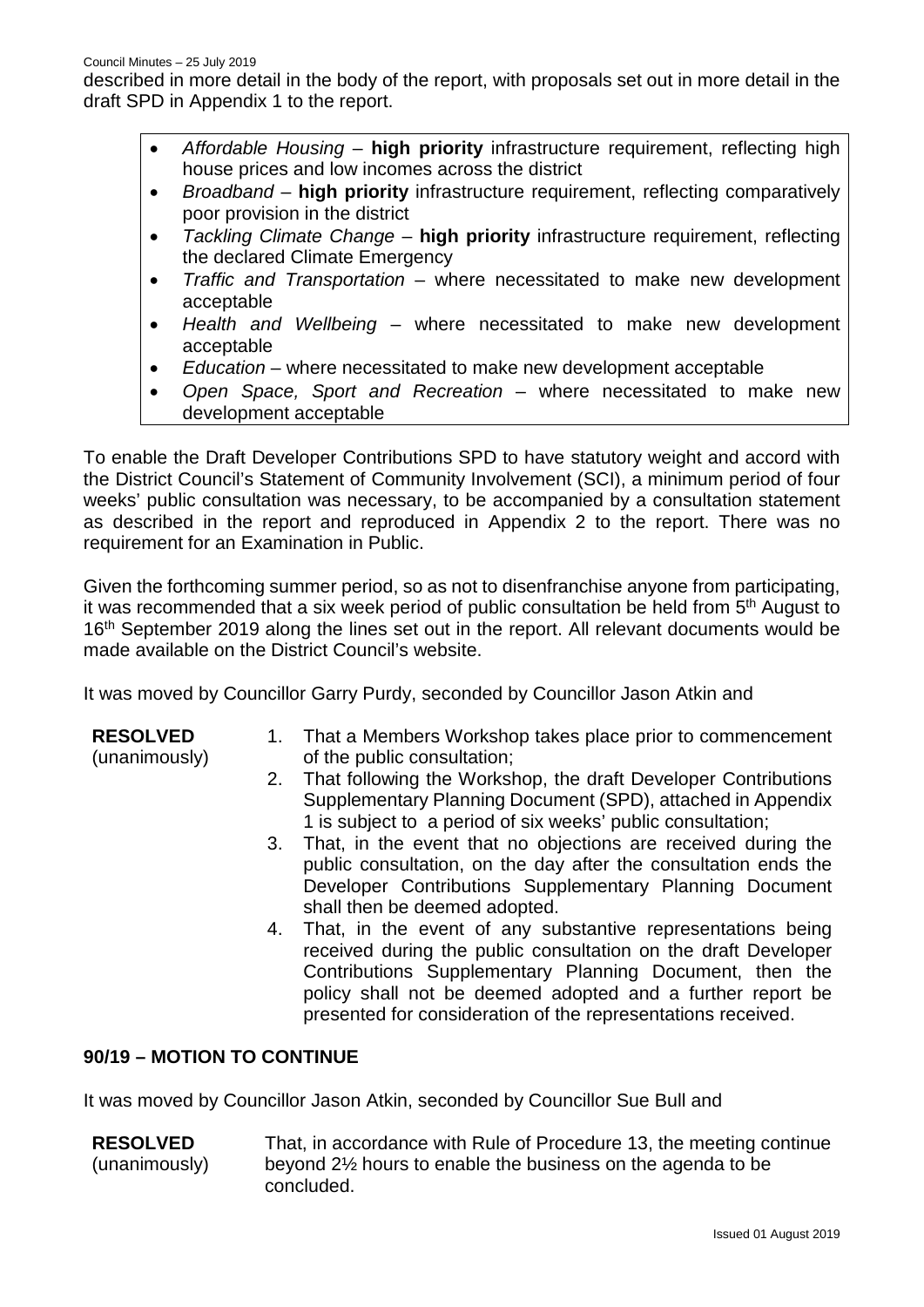described in more detail in the body of the report, with proposals set out in more detail in the draft SPD in Appendix 1 to the report.

- *Affordable Housing* – **high priority** infrastructure requirement, reflecting high house prices and low incomes across the district
- *Broadband* – **high priority** infrastructure requirement, reflecting comparatively poor provision in the district
- *Tackling Climate Change* – **high priority** infrastructure requirement, reflecting the declared Climate Emergency
- *Traffic and Transportation* – where necessitated to make new development acceptable
- *Health and Wellbeing* – where necessitated to make new development acceptable
- *Education* – where necessitated to make new development acceptable
- *Open Space, Sport and Recreation* – where necessitated to make new development acceptable

To enable the Draft Developer Contributions SPD to have statutory weight and accord with the District Council's Statement of Community Involvement (SCI), a minimum period of four weeks' public consultation was necessary, to be accompanied by a consultation statement as described in the report and reproduced in Appendix 2 to the report. There was no requirement for an Examination in Public.

Given the forthcoming summer period, so as not to disenfranchise anyone from participating, it was recommended that a six week period of public consultation be held from 5th August to 16th September 2019 along the lines set out in the report. All relevant documents would be made available on the District Council's website.

It was moved by Councillor Garry Purdy, seconded by Councillor Jason Atkin and

**RESOLVED** (unanimously)

1. That a Members Workshop takes place prior to commencement of the public consultation;
2. That following the Workshop, the draft Developer Contributions Supplementary Planning Document (SPD), attached in Appendix 1 is subject to a period of six weeks' public consultation;
3. That, in the event that no objections are received during the public consultation, on the day after the consultation ends the Developer Contributions Supplementary Planning Document shall then be deemed adopted.
4. That, in the event of any substantive representations being received during the public consultation on the draft Developer Contributions Supplementary Planning Document, then the policy shall not be deemed adopted and a further report be presented for consideration of the representations received.

## 90/19 – MOTION TO CONTINUE

It was moved by Councillor Jason Atkin, seconded by Councillor Sue Bull and

**RESOLVED** (unanimously)

That, in accordance with Rule of Procedure 13, the meeting continue beyond 2½ hours to enable the business on the agenda to be concluded.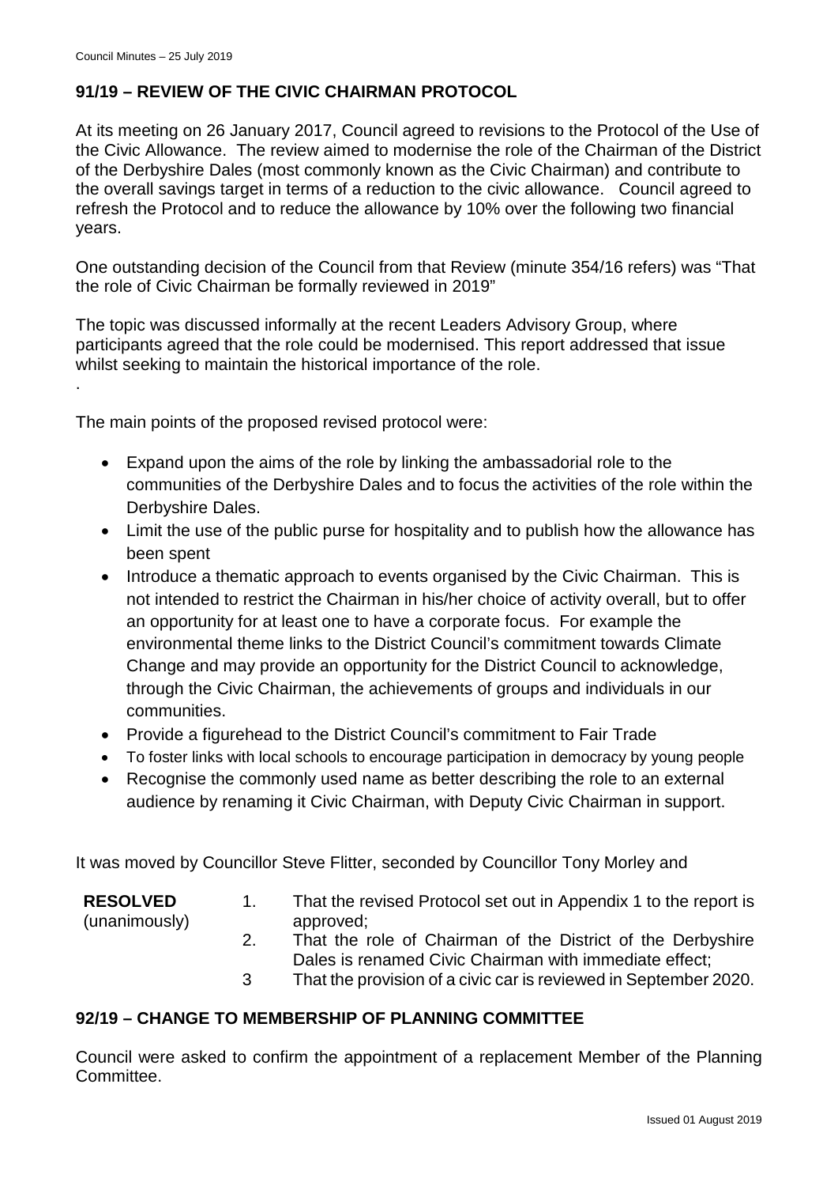## 91/19 – REVIEW OF THE CIVIC CHAIRMAN PROTOCOL

At its meeting on 26 January 2017, Council agreed to revisions to the Protocol of the Use of the Civic Allowance. The review aimed to modernise the role of the Chairman of the District of the Derbyshire Dales (most commonly known as the Civic Chairman) and contribute to the overall savings target in terms of a reduction to the civic allowance. Council agreed to refresh the Protocol and to reduce the allowance by 10% over the following two financial years.

One outstanding decision of the Council from that Review (minute 354/16 refers) was "That the role of Civic Chairman be formally reviewed in 2019"

The topic was discussed informally at the recent Leaders Advisory Group, where participants agreed that the role could be modernised. This report addressed that issue whilst seeking to maintain the historical importance of the role.

.

The main points of the proposed revised protocol were:

- Expand upon the aims of the role by linking the ambassadorial role to the communities of the Derbyshire Dales and to focus the activities of the role within the Derbyshire Dales.
- Limit the use of the public purse for hospitality and to publish how the allowance has been spent
- Introduce a thematic approach to events organised by the Civic Chairman. This is not intended to restrict the Chairman in his/her choice of activity overall, but to offer an opportunity for at least one to have a corporate focus. For example the environmental theme links to the District Council's commitment towards Climate Change and may provide an opportunity for the District Council to acknowledge, through the Civic Chairman, the achievements of groups and individuals in our communities.
- Provide a figurehead to the District Council's commitment to Fair Trade
- To foster links with local schools to encourage participation in democracy by young people
- Recognise the commonly used name as better describing the role to an external audience by renaming it Civic Chairman, with Deputy Civic Chairman in support.

It was moved by Councillor Steve Flitter, seconded by Councillor Tony Morley and

**RESOLVED** (unanimously)

1. That the revised Protocol set out in Appendix 1 to the report is approved;
2. That the role of Chairman of the District of the Derbyshire Dales is renamed Civic Chairman with immediate effect;
3. That the provision of a civic car is reviewed in September 2020.

## 92/19 – CHANGE TO MEMBERSHIP OF PLANNING COMMITTEE

Council were asked to confirm the appointment of a replacement Member of the Planning Committee.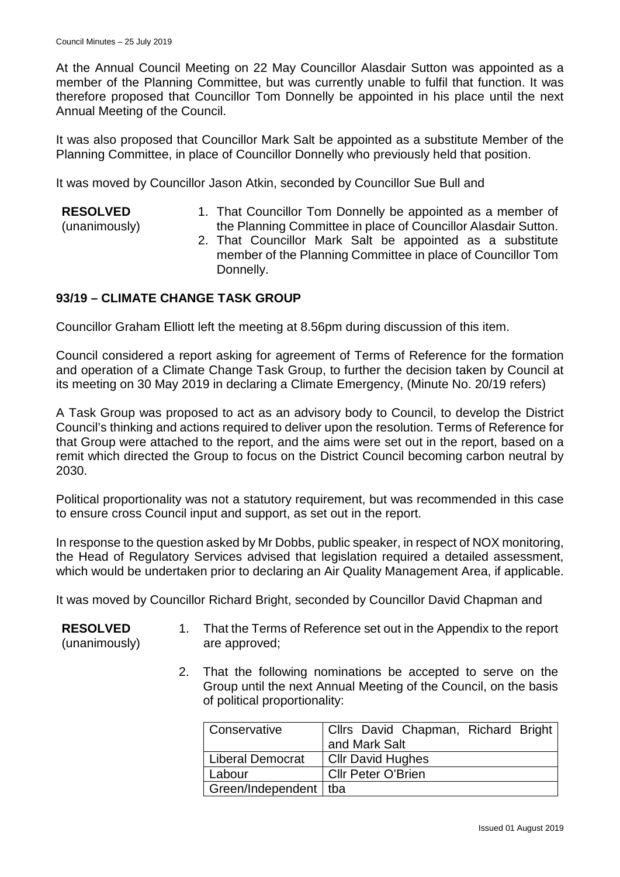At the Annual Council Meeting on 22 May Councillor Alasdair Sutton was appointed as a member of the Planning Committee, but was currently unable to fulfil that function. It was therefore proposed that Councillor Tom Donnelly be appointed in his place until the next Annual Meeting of the Council.

It was also proposed that Councillor Mark Salt be appointed as a substitute Member of the Planning Committee, in place of Councillor Donnelly who previously held that position.

It was moved by Councillor Jason Atkin, seconded by Councillor Sue Bull and

**RESOLVED** (unanimously)

1. That Councillor Tom Donnelly be appointed as a member of the Planning Committee in place of Councillor Alasdair Sutton.
2. That Councillor Mark Salt be appointed as a substitute member of the Planning Committee in place of Councillor Tom Donnelly.

## 93/19 – CLIMATE CHANGE TASK GROUP

Councillor Graham Elliott left the meeting at 8.56pm during discussion of this item.

Council considered a report asking for agreement of Terms of Reference for the formation and operation of a Climate Change Task Group, to further the decision taken by Council at its meeting on 30 May 2019 in declaring a Climate Emergency, (Minute No. 20/19 refers)

A Task Group was proposed to act as an advisory body to Council, to develop the District Council's thinking and actions required to deliver upon the resolution. Terms of Reference for that Group were attached to the report, and the aims were set out in the report, based on a remit which directed the Group to focus on the District Council becoming carbon neutral by 2030.

Political proportionality was not a statutory requirement, but was recommended in this case to ensure cross Council input and support, as set out in the report.

In response to the question asked by Mr Dobbs, public speaker, in respect of NOX monitoring, the Head of Regulatory Services advised that legislation required a detailed assessment, which would be undertaken prior to declaring an Air Quality Management Area, if applicable.

It was moved by Councillor Richard Bright, seconded by Councillor David Chapman and

**RESOLVED** (unanimously)

1. That the Terms of Reference set out in the Appendix to the report are approved;
2. That the following nominations be accepted to serve on the Group until the next Annual Meeting of the Council, on the basis of political proportionality:

| Conservative | Cllrs David Chapman, Richard Bright and Mark Salt |
|---|---|
| Liberal Democrat | Cllr David Hughes |
| Labour | Cllr Peter O'Brien |
| Green/Independent | tba |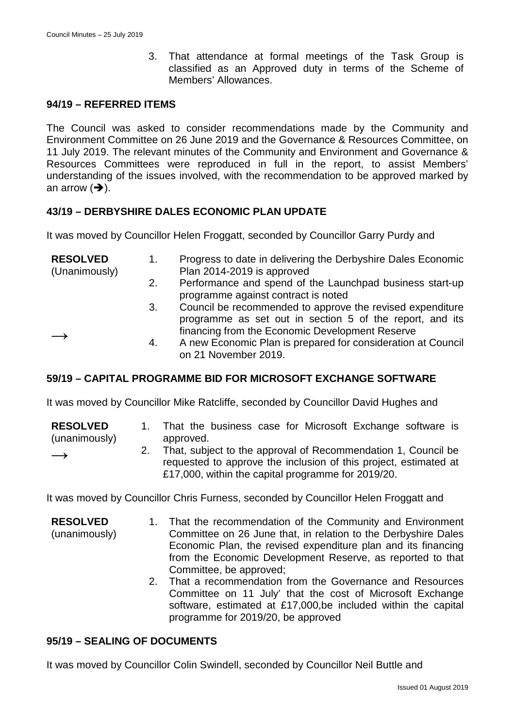3. That attendance at formal meetings of the Task Group is classified as an Approved duty in terms of the Scheme of Members' Allowances.

## 94/19 – REFERRED ITEMS

The Council was asked to consider recommendations made by the Community and Environment Committee on 26 June 2019 and the Governance & Resources Committee, on 11 July 2019. The relevant minutes of the Community and Environment and Governance & Resources Committees were reproduced in full in the report, to assist Members' understanding of the issues involved, with the recommendation to be approved marked by an arrow (➔).

## 43/19 – DERBYSHIRE DALES ECONOMIC PLAN UPDATE

It was moved by Councillor Helen Froggatt, seconded by Councillor Garry Purdy and

**RESOLVED** (Unanimously)

1. Progress to date in delivering the Derbyshire Dales Economic Plan 2014-2019 is approved
2. Performance and spend of the Launchpad business start-up programme against contract is noted
3. ⟶ Council be recommended to approve the revised expenditure programme as set out in section 5 of the report, and its financing from the Economic Development Reserve
4. A new Economic Plan is prepared for consideration at Council on 21 November 2019.

## 59/19 – CAPITAL PROGRAMME BID FOR MICROSOFT EXCHANGE SOFTWARE

It was moved by Councillor Mike Ratcliffe, seconded by Councillor David Hughes and

**RESOLVED** (unanimously)

1. That the business case for Microsoft Exchange software is approved.
2. ⟶ That, subject to the approval of Recommendation 1, Council be requested to approve the inclusion of this project, estimated at £17,000, within the capital programme for 2019/20.

It was moved by Councillor Chris Furness, seconded by Councillor Helen Froggatt and

**RESOLVED** (unanimously)

1. That the recommendation of the Community and Environment Committee on 26 June that, in relation to the Derbyshire Dales Economic Plan, the revised expenditure plan and its financing from the Economic Development Reserve, as reported to that Committee, be approved;
2. That a recommendation from the Governance and Resources Committee on 11 July' that the cost of Microsoft Exchange software, estimated at £17,000,be included within the capital programme for 2019/20, be approved

## 95/19 – SEALING OF DOCUMENTS

It was moved by Councillor Colin Swindell, seconded by Councillor Neil Buttle and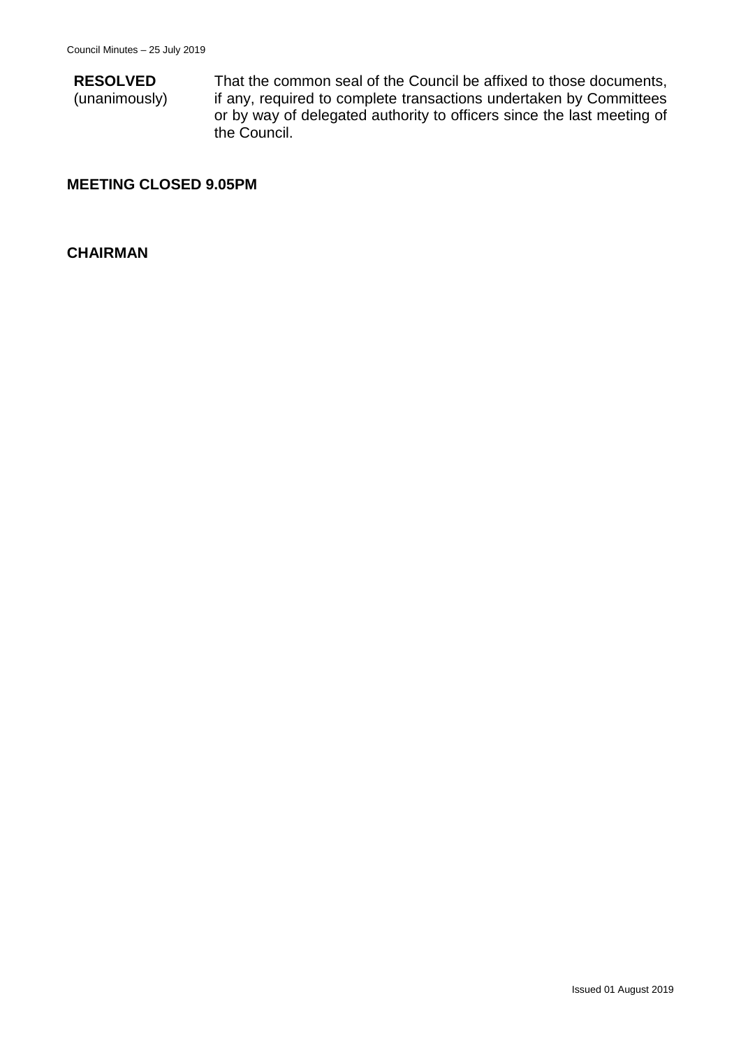**RESOLVED** (unanimously)

That the common seal of the Council be affixed to those documents, if any, required to complete transactions undertaken by Committees or by way of delegated authority to officers since the last meeting of the Council.

**MEETING CLOSED 9.05PM**

**CHAIRMAN**

Issued 01 August 2019